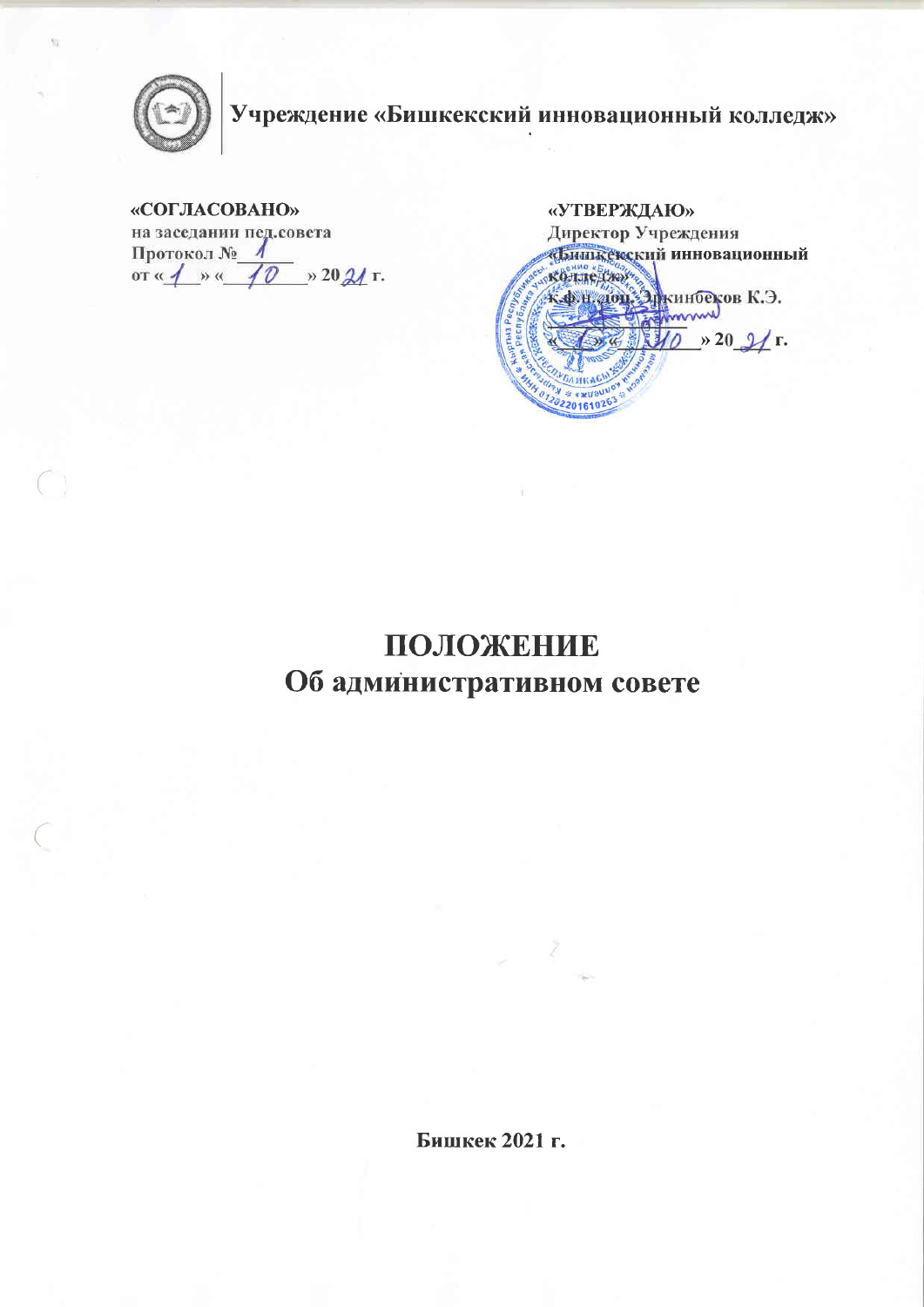**Учреждение «Бишкекский инновационный колледж»**

**«СОГЛАСОВАНО»**
на заседании пед.совета
Протокол № 1
от « 1 » « 10 » 2021 г.

**«УТВЕРЖДАЮ»**
Директор Учреждения
«Бишкекский инновационный колледж»
к.ф.н. доц. Эркинбеков К.Э.
________________
« 1 » « 10 » 2021 г.

# ПОЛОЖЕНИЕ
## Об административном совете

**Бишкек 2021 г.**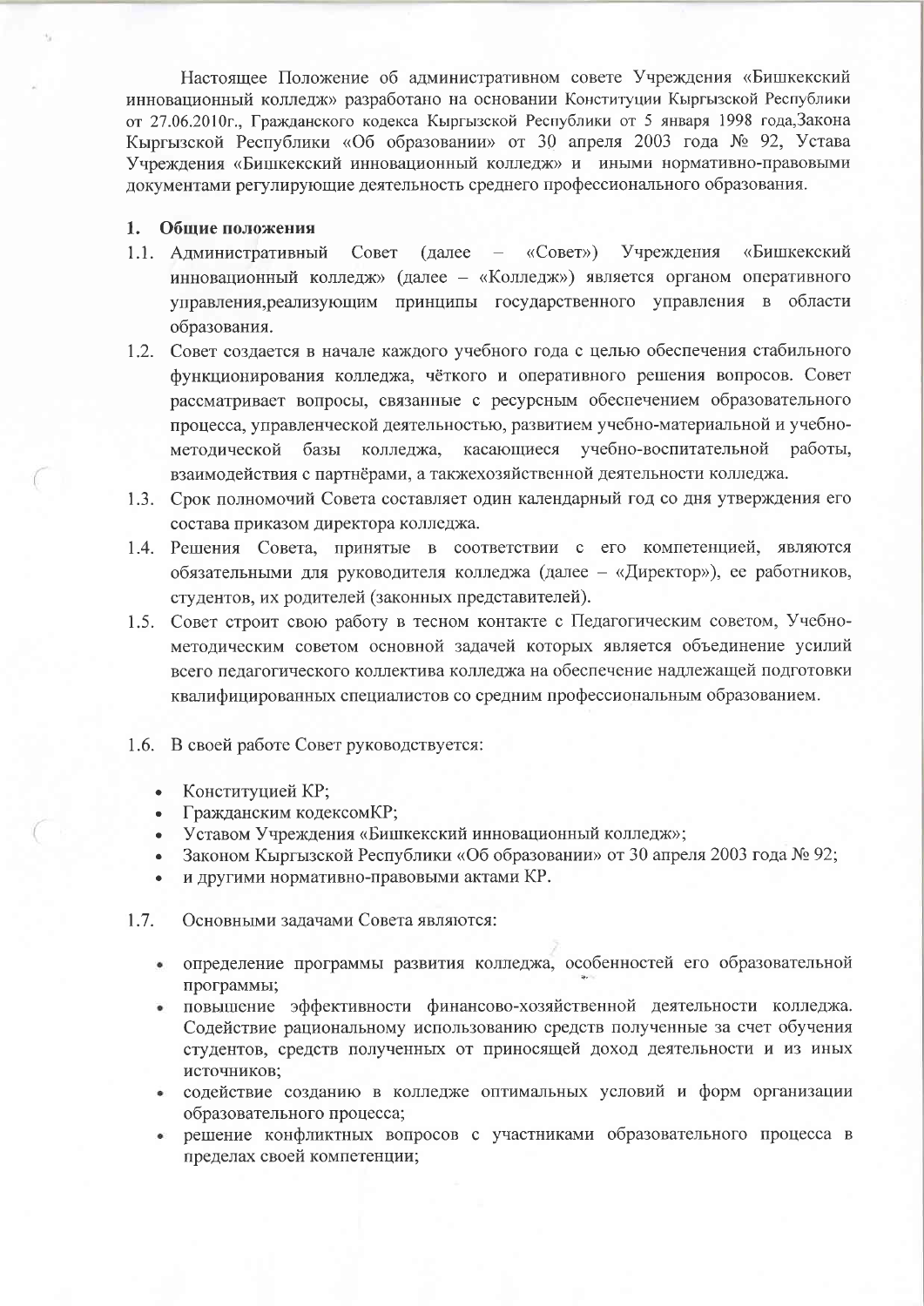Настоящее Положение об административном совете Учреждения «Бишкекский инновационный колледж» разработано на основании Конституции Кыргызской Республики от 27.06.2010г., Гражданского кодекса Кыргызской Республики от 5 января 1998 года,Закона Кыргызской Республики «Об образовании» от 30 апреля 2003 года № 92, Устава Учреждения «Бишкекский инновационный колледж» и иными нормативно-правовыми документами регулирующие деятельность среднего профессионального образования.

## 1. Общие положения

1.1. Административный Совет (далее – «Совет») Учреждения «Бишкекский инновационный колледж» (далее – «Колледж») является органом оперативного управления,реализующим принципы государственного управления в области образования.

1.2. Совет создается в начале каждого учебного года с целью обеспечения стабильного функционирования колледжа, чёткого и оперативного решения вопросов. Совет рассматривает вопросы, связанные с ресурсным обеспечением образовательного процесса, управленческой деятельностью, развитием учебно-материальной и учебно-методической базы колледжа, касающиеся учебно-воспитательной работы, взаимодействия с партнёрами, а такжехозяйственной деятельности колледжа.

1.3. Срок полномочий Совета составляет один календарный год со дня утверждения его состава приказом директора колледжа.

1.4. Решения Совета, принятые в соответствии с его компетенцией, являются обязательными для руководителя колледжа (далее – «Директор»), ее работников, студентов, их родителей (законных представителей).

1.5. Совет строит свою работу в тесном контакте с Педагогическим советом, Учебно-методическим советом основной задачей которых является объединение усилий всего педагогического коллектива колледжа на обеспечение надлежащей подготовки квалифицированных специалистов со средним профессиональным образованием.

1.6. В своей работе Совет руководствуется:

- Конституцией КР;
- Гражданским кодексомКР;
- Уставом Учреждения «Бишкекский инновационный колледж»;
- Законом Кыргызской Республики «Об образовании» от 30 апреля 2003 года № 92;
- и другими нормативно-правовыми актами КР.

1.7. Основными задачами Совета являются:

- определение программы развития колледжа, особенностей его образовательной программы;
- повышение эффективности финансово-хозяйственной деятельности колледжа. Содействие рациональному использованию средств полученные за счет обучения студентов, средств полученных от приносящей доход деятельности и из иных источников;
- содействие созданию в колледже оптимальных условий и форм организации образовательного процесса;
- решение конфликтных вопросов с участниками образовательного процесса в пределах своей компетенции;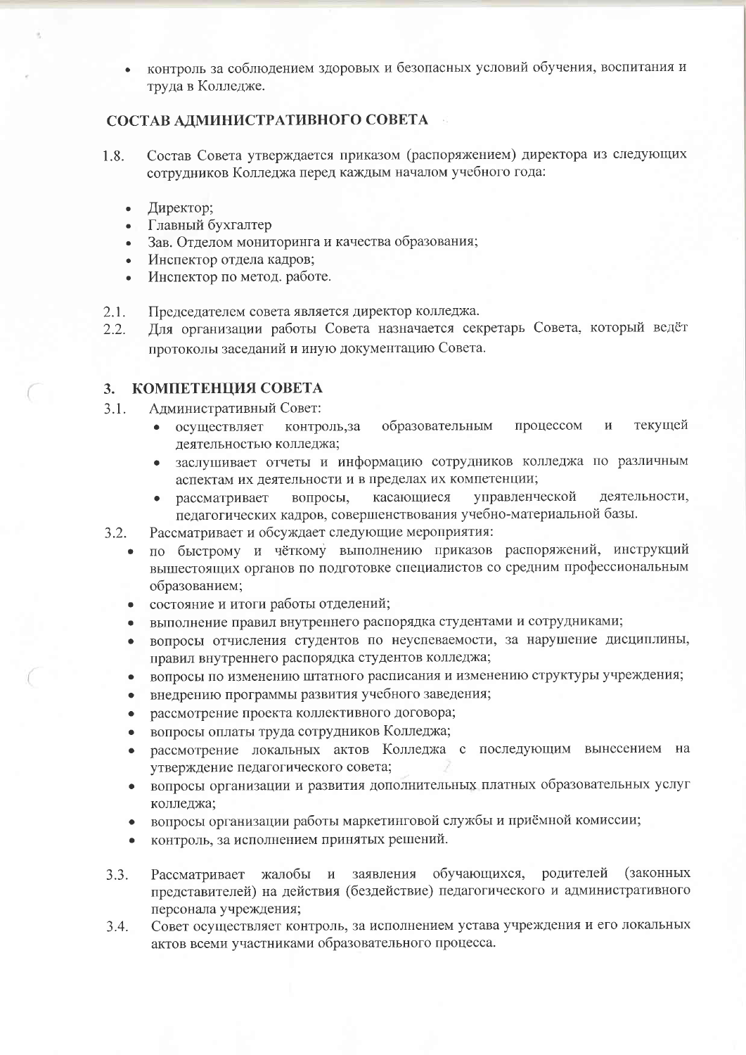- контроль за соблюдением здоровых и безопасных условий обучения, воспитания и труда в Колледже.

## СОСТАВ АДМИНИСТРАТИВНОГО СОВЕТА

1.8. Состав Совета утверждается приказом (распоряжением) директора из следующих сотрудников Колледжа перед каждым началом учебного года:

- Директор;
- Главный бухгалтер
- Зав. Отделом мониторинга и качества образования;
- Инспектор отдела кадров;
- Инспектор по метод. работе.

2.1. Председателем совета является директор колледжа.

2.2. Для организации работы Совета назначается секретарь Совета, который ведёт протоколы заседаний и иную документацию Совета.

## 3. КОМПЕТЕНЦИЯ СОВЕТА

3.1. Административный Совет:

- осуществляет контроль,за образовательным процессом и текущей деятельностью колледжа;
- заслушивает отчеты и информацию сотрудников колледжа по различным аспектам их деятельности и в пределах их компетенции;
- рассматривает вопросы, касающиеся управленческой деятельности, педагогических кадров, совершенствования учебно-материальной базы.

3.2. Рассматривает и обсуждает следующие мероприятия:

- по быстрому и чёткому выполнению приказов распоряжений, инструкций вышестоящих органов по подготовке специалистов со средним профессиональным образованием;
- состояние и итоги работы отделений;
- выполнение правил внутреннего распорядка студентами и сотрудниками;
- вопросы отчисления студентов по неуспеваемости, за нарушение дисциплины, правил внутреннего распорядка студентов колледжа;
- вопросы по изменению штатного расписания и изменению структуры учреждения;
- внедрению программы развития учебного заведения;
- рассмотрение проекта коллективного договора;
- вопросы оплаты труда сотрудников Колледжа;
- рассмотрение локальных актов Колледжа с последующим вынесением на утверждение педагогического совета;
- вопросы организации и развития дополнительных платных образовательных услуг колледжа;
- вопросы организации работы маркетинговой службы и приёмной комиссии;
- контроль, за исполнением принятых решений.

3.3. Рассматривает жалобы и заявления обучающихся, родителей (законных представителей) на действия (бездействие) педагогического и административного персонала учреждения;

3.4. Совет осуществляет контроль, за исполнением устава учреждения и его локальных актов всеми участниками образовательного процесса.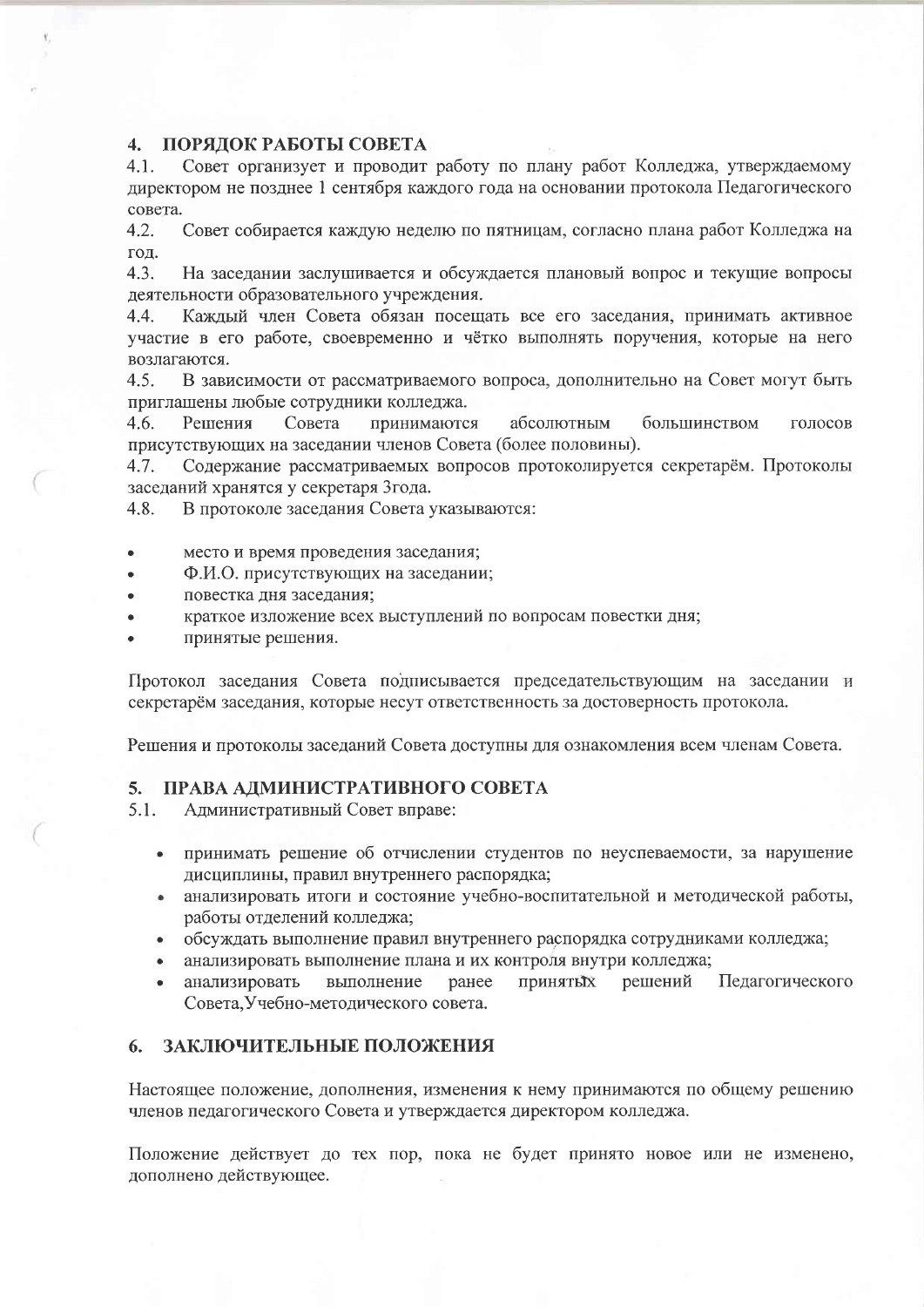## 4. ПОРЯДОК РАБОТЫ СОВЕТА

4.1. Совет организует и проводит работу по плану работ Колледжа, утверждаемому директором не позднее 1 сентября каждого года на основании протокола Педагогического совета.

4.2. Совет собирается каждую неделю по пятницам, согласно плана работ Колледжа на год.

4.3. На заседании заслушивается и обсуждается плановый вопрос и текущие вопросы деятельности образовательного учреждения.

4.4. Каждый член Совета обязан посещать все его заседания, принимать активное участие в его работе, своевременно и чётко выполнять поручения, которые на него возлагаются.

4.5. В зависимости от рассматриваемого вопроса, дополнительно на Совет могут быть приглашены любые сотрудники колледжа.

4.6. Решения Совета принимаются абсолютным большинством голосов присутствующих на заседании членов Совета (более половины).

4.7. Содержание рассматриваемых вопросов протоколируется секретарём. Протоколы заседаний хранятся у секретаря 3года.

4.8. В протоколе заседания Совета указываются:

- место и время проведения заседания;
- Ф.И.О. присутствующих на заседании;
- повестка дня заседания;
- краткое изложение всех выступлений по вопросам повестки дня;
- принятые решения.

Протокол заседания Совета подписывается председательствующим на заседании и секретарём заседания, которые несут ответственность за достоверность протокола.

Решения и протоколы заседаний Совета доступны для ознакомления всем членам Совета.

## 5. ПРАВА АДМИНИСТРАТИВНОГО СОВЕТА

5.1. Административный Совет вправе:

- принимать решение об отчислении студентов по неуспеваемости, за нарушение дисциплины, правил внутреннего распорядка;
- анализировать итоги и состояние учебно-воспитательной и методической работы, работы отделений колледжа;
- обсуждать выполнение правил внутреннего распорядка сотрудниками колледжа;
- анализировать выполнение плана и их контроля внутри колледжа;
- анализировать выполнение ранее принятых решений Педагогического Совета,Учебно-методического совета.

## 6. ЗАКЛЮЧИТЕЛЬНЫЕ ПОЛОЖЕНИЯ

Настоящее положение, дополнения, изменения к нему принимаются по общему решению членов педагогического Совета и утверждается директором колледжа.

Положение действует до тех пор, пока не будет принято новое или не изменено, дополнено действующее.